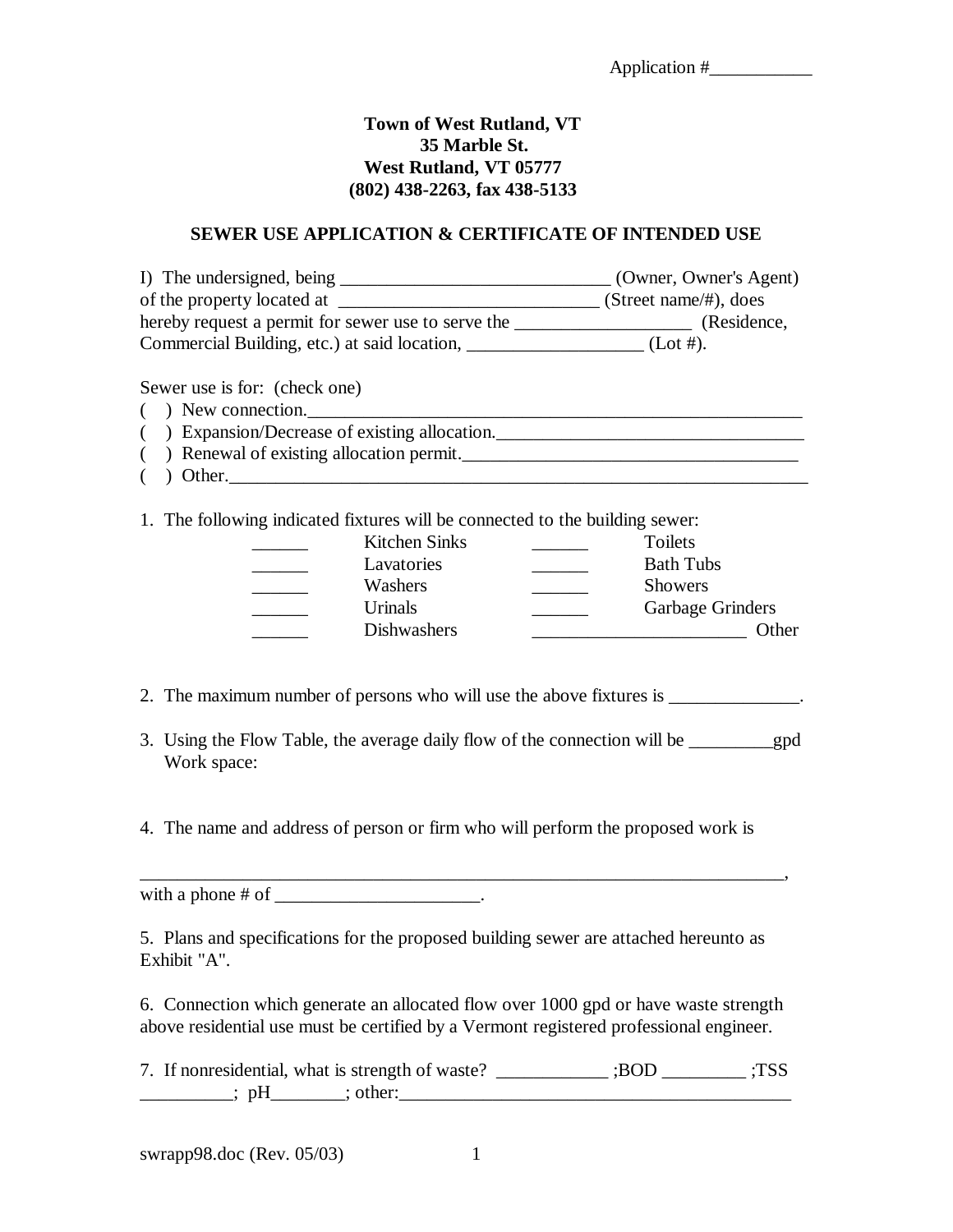Application #___________

**Town of West Rutland, VT**
**35 Marble St.**
**West Rutland, VT 05777**
**(802) 438-2263, fax 438-5133**

## SEWER USE APPLICATION & CERTIFICATE OF INTENDED USE

I) The undersigned, being _____________________________ (Owner, Owner's Agent) of the property located at ____________________________ (Street name/#), does hereby request a permit for sewer use to serve the ___________________ (Residence, Commercial Building, etc.) at said location, ___________________ (Lot #).

Sewer use is for: (check one)

( ) New connection._______________________________________________________

( ) Expansion/Decrease of existing allocation._________________________________

( ) Renewal of existing allocation permit.____________________________________

( ) Other.______________________________________________________________

1. The following indicated fixtures will be connected to the building sewer:

| | | | |
|---|---|---|---|
| ______ | Kitchen Sinks | ______ | Toilets |
| ______ | Lavatories | ______ | Bath Tubs |
| ______ | Washers | ______ | Showers |
| ______ | Urinals | ______ | Garbage Grinders |
| ______ | Dishwashers | _______________________ | Other |

2. The maximum number of persons who will use the above fixtures is ______________.

3. Using the Flow Table, the average daily flow of the connection will be _________gpd
   Work space:

4. The name and address of person or firm who will perform the proposed work is

_________________________________________________________________________,
with a phone # of ______________________.

5. Plans and specifications for the proposed building sewer are attached hereunto as Exhibit "A".

6. Connection which generate an allocated flow over 1000 gpd or have waste strength above residential use must be certified by a Vermont registered professional engineer.

7. If nonresidential, what is strength of waste? ____________ ;BOD _________ ;TSS __________; pH________; other:__________________________________________

swrapp98.doc (Rev. 05/03)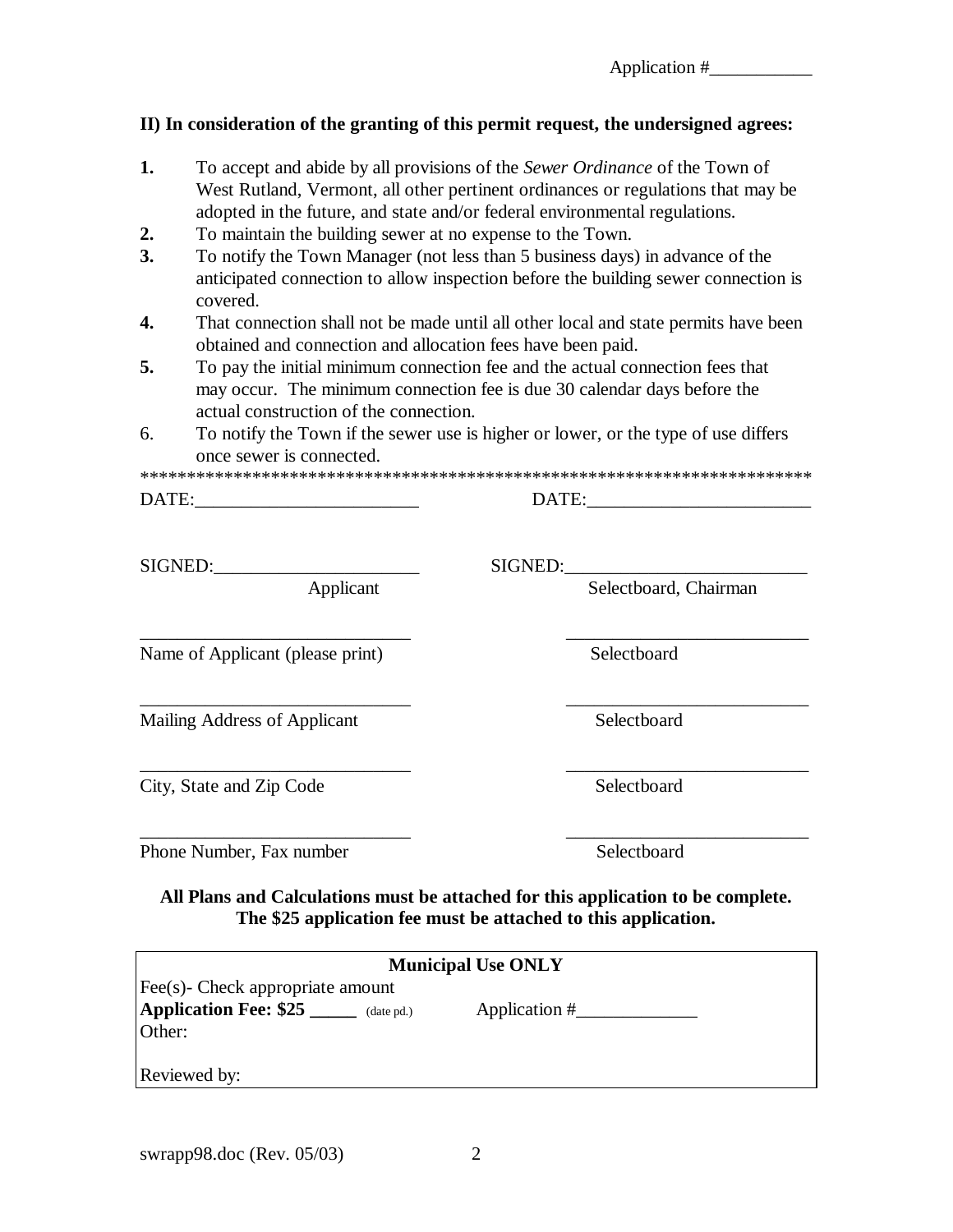Application #___________

**II) In consideration of the granting of this permit request, the undersigned agrees:**

**1.** To accept and abide by all provisions of the *Sewer Ordinance* of the Town of West Rutland, Vermont, all other pertinent ordinances or regulations that may be adopted in the future, and state and/or federal environmental regulations.

**2.** To maintain the building sewer at no expense to the Town.

**3.** To notify the Town Manager (not less than 5 business days) in advance of the anticipated connection to allow inspection before the building sewer connection is covered.

**4.** That connection shall not be made until all other local and state permits have been obtained and connection and allocation fees have been paid.

**5.** To pay the initial minimum connection fee and the actual connection fees that may occur. The minimum connection fee is due 30 calendar days before the actual construction of the connection.

6. To notify the Town if the sewer use is higher or lower, or the type of use differs once sewer is connected.

**************************************************************************

| | |
|---|---|
| DATE:________________________ | DATE:________________________ |
| SIGNED:______________________ | SIGNED:_________________________ |
| Applicant | Selectboard, Chairman |
| ______________________________ | __________________________ |
| Name of Applicant (please print) | Selectboard |
| ______________________________ | __________________________ |
| Mailing Address of Applicant | Selectboard |
| ______________________________ | __________________________ |
| City, State and Zip Code | Selectboard |
| ______________________________ | __________________________ |
| Phone Number, Fax number | Selectboard |

**All Plans and Calculations must be attached for this application to be complete.**
**The $25 application fee must be attached to this application.**

| **Municipal Use ONLY** | |
|---|---|
| Fee(s)- Check appropriate amount | |
| **Application Fee: $25 _____** (date pd.) | Application #_____________ |
| Other: | |
| Reviewed by: | |

swrapp98.doc (Rev. 05/03)